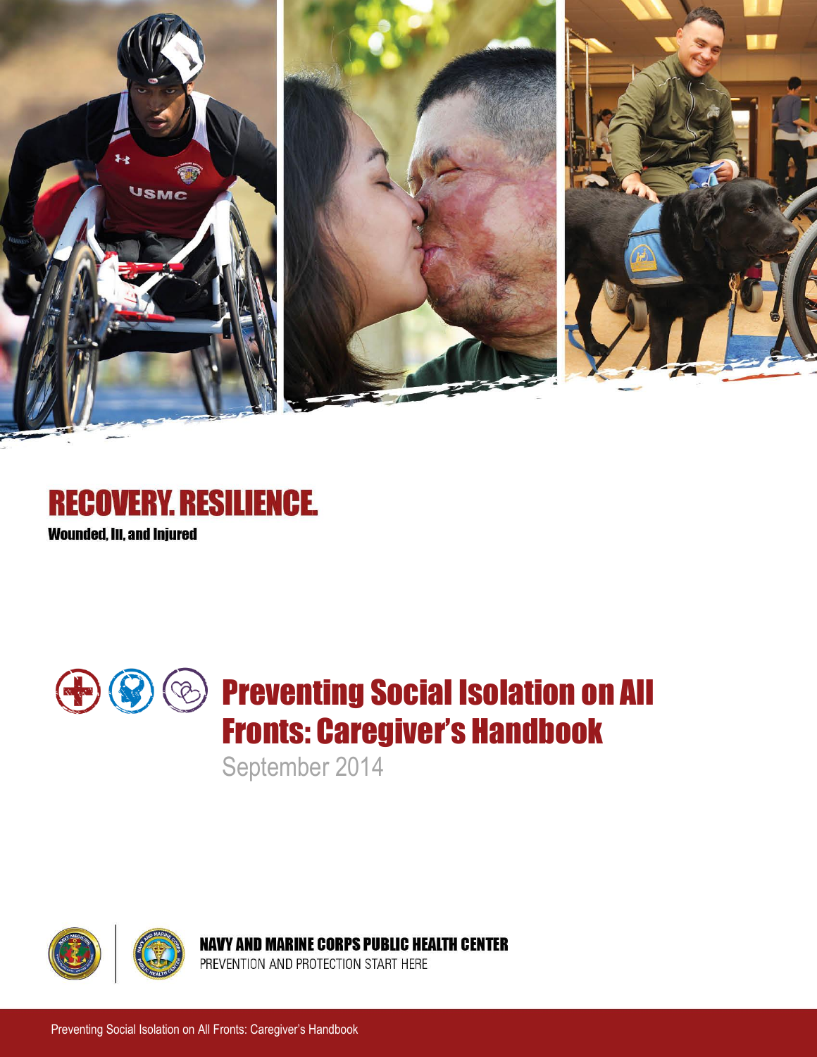# RECOVERY. RESILIENCE.

**Wounded, Ill, and Injured**

# Preventing Social Isolation on All Fronts: Caregiver's Handbook

September 2014

**NAVY AND MARINE CORPS PUBLIC HEALTH CENTER**

PREVENTION AND PROTECTION START HERE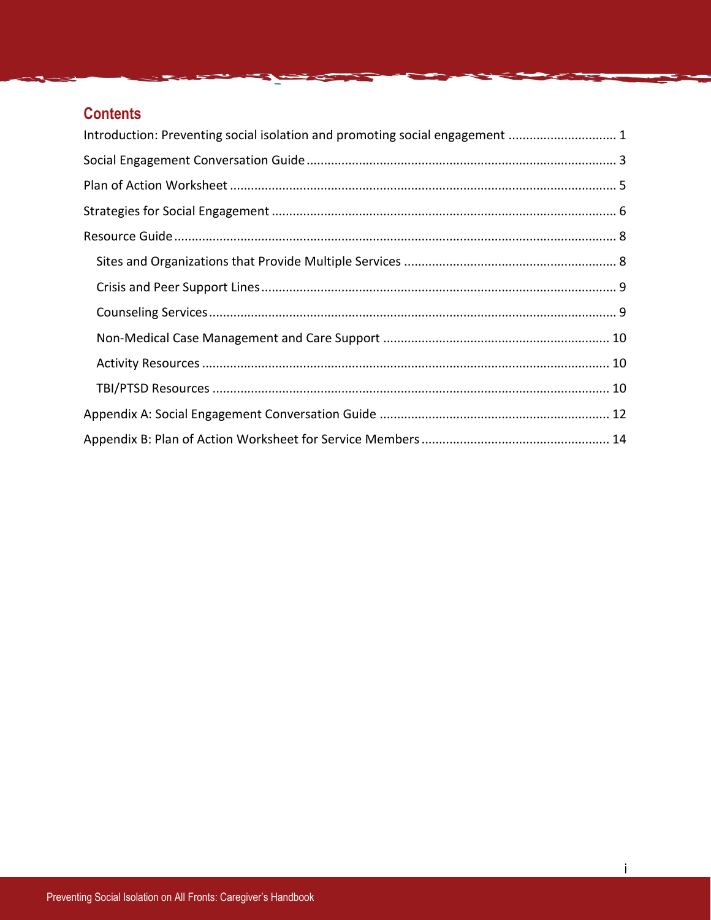## Contents

Introduction: Preventing social isolation and promoting social engagement ............................... 1

Social Engagement Conversation Guide ......................................................................................... 3

Plan of Action Worksheet .............................................................................................................. 5

Strategies for Social Engagement ................................................................................................... 6

Resource Guide .............................................................................................................................. 8

- Sites and Organizations that Provide Multiple Services ............................................................ 8
- Crisis and Peer Support Lines ..................................................................................................... 9
- Counseling Services .................................................................................................................... 9
- Non-Medical Case Management and Care Support ................................................................. 10
- Activity Resources .................................................................................................................... 10
- TBI/PTSD Resources ................................................................................................................. 10

Appendix A: Social Engagement Conversation Guide ................................................................. 12

Appendix B: Plan of Action Worksheet for Service Members ..................................................... 14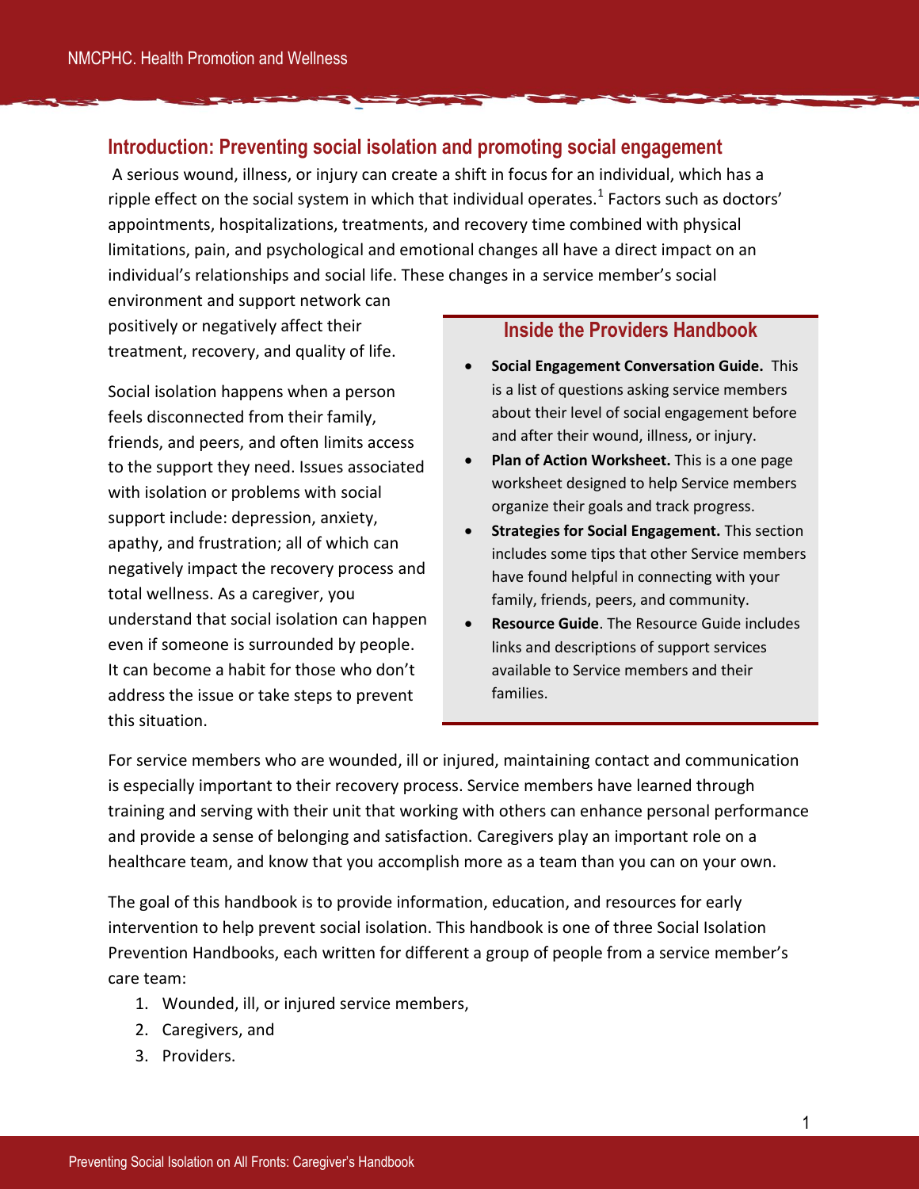## Introduction: Preventing social isolation and promoting social engagement

A serious wound, illness, or injury can create a shift in focus for an individual, which has a ripple effect on the social system in which that individual operates.[1] Factors such as doctors' appointments, hospitalizations, treatments, and recovery time combined with physical limitations, pain, and psychological and emotional changes all have a direct impact on an individual's relationships and social life. These changes in a service member's social environment and support network can positively or negatively affect their treatment, recovery, and quality of life.

Social isolation happens when a person feels disconnected from their family, friends, and peers, and often limits access to the support they need. Issues associated with isolation or problems with social support include: depression, anxiety, apathy, and frustration; all of which can negatively impact the recovery process and total wellness. As a caregiver, you understand that social isolation can happen even if someone is surrounded by people. It can become a habit for those who don't address the issue or take steps to prevent this situation.

### Inside the Providers Handbook

- **Social Engagement Conversation Guide.** This is a list of questions asking service members about their level of social engagement before and after their wound, illness, or injury.
- **Plan of Action Worksheet.** This is a one page worksheet designed to help Service members organize their goals and track progress.
- **Strategies for Social Engagement.** This section includes some tips that other Service members have found helpful in connecting with your family, friends, peers, and community.
- **Resource Guide**. The Resource Guide includes links and descriptions of support services available to Service members and their families.

For service members who are wounded, ill or injured, maintaining contact and communication is especially important to their recovery process. Service members have learned through training and serving with their unit that working with others can enhance personal performance and provide a sense of belonging and satisfaction. Caregivers play an important role on a healthcare team, and know that you accomplish more as a team than you can on your own.

The goal of this handbook is to provide information, education, and resources for early intervention to help prevent social isolation. This handbook is one of three Social Isolation Prevention Handbooks, each written for different a group of people from a service member's care team:

1. Wounded, ill, or injured service members,
2. Caregivers, and
3. Providers.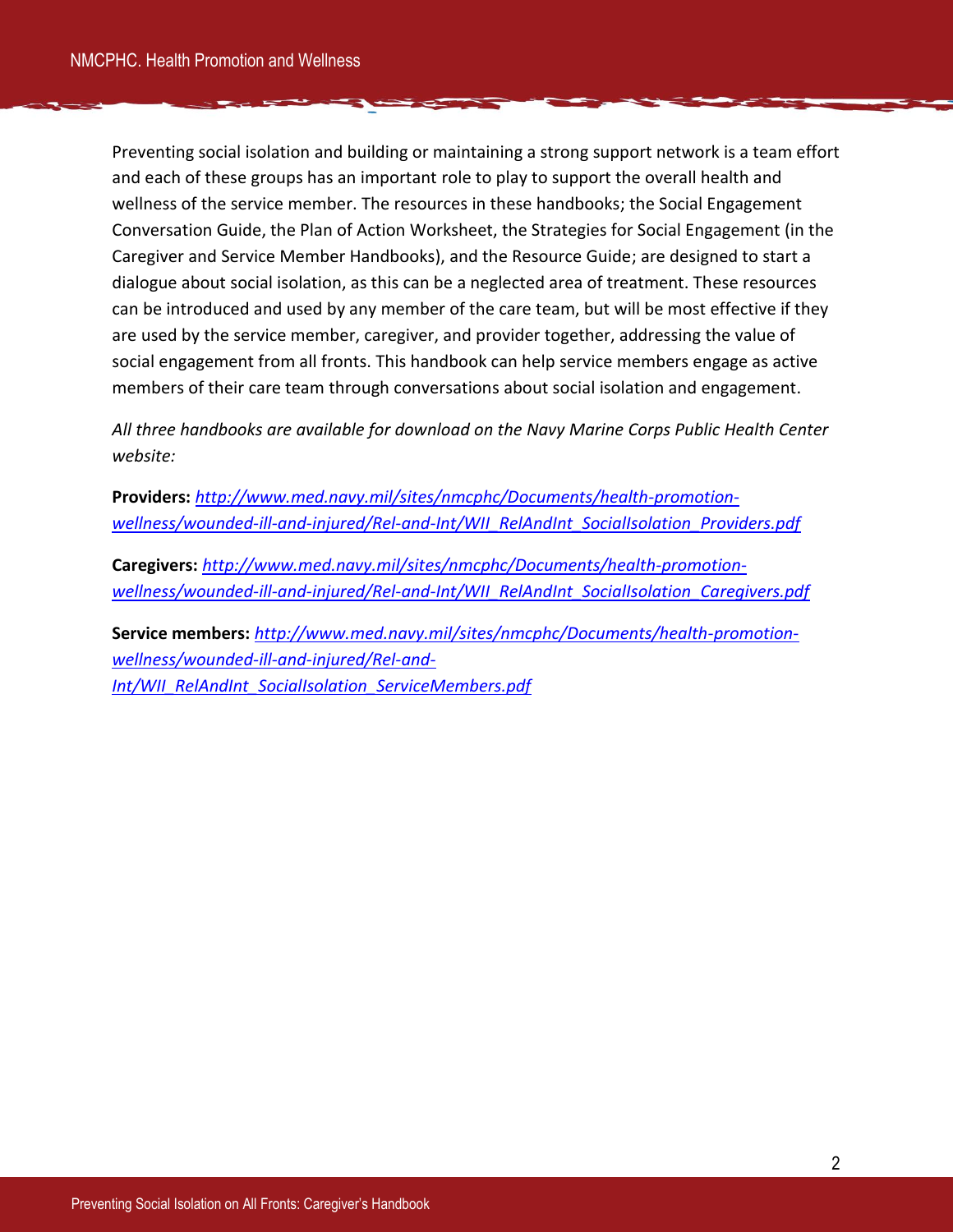Preventing social isolation and building or maintaining a strong support network is a team effort and each of these groups has an important role to play to support the overall health and wellness of the service member. The resources in these handbooks; the Social Engagement Conversation Guide, the Plan of Action Worksheet, the Strategies for Social Engagement (in the Caregiver and Service Member Handbooks), and the Resource Guide; are designed to start a dialogue about social isolation, as this can be a neglected area of treatment. These resources can be introduced and used by any member of the care team, but will be most effective if they are used by the service member, caregiver, and provider together, addressing the value of social engagement from all fronts. This handbook can help service members engage as active members of their care team through conversations about social isolation and engagement.

*All three handbooks are available for download on the Navy Marine Corps Public Health Center website:*

**Providers:** *http://www.med.navy.mil/sites/nmcphc/Documents/health-promotion-wellness/wounded-ill-and-injured/Rel-and-Int/WII_RelAndInt_SocialIsolation_Providers.pdf*

**Caregivers:** *http://www.med.navy.mil/sites/nmcphc/Documents/health-promotion-wellness/wounded-ill-and-injured/Rel-and-Int/WII_RelAndInt_SocialIsolation_Caregivers.pdf*

**Service members:** *http://www.med.navy.mil/sites/nmcphc/Documents/health-promotion-wellness/wounded-ill-and-injured/Rel-and-Int/WII_RelAndInt_SocialIsolation_ServiceMembers.pdf*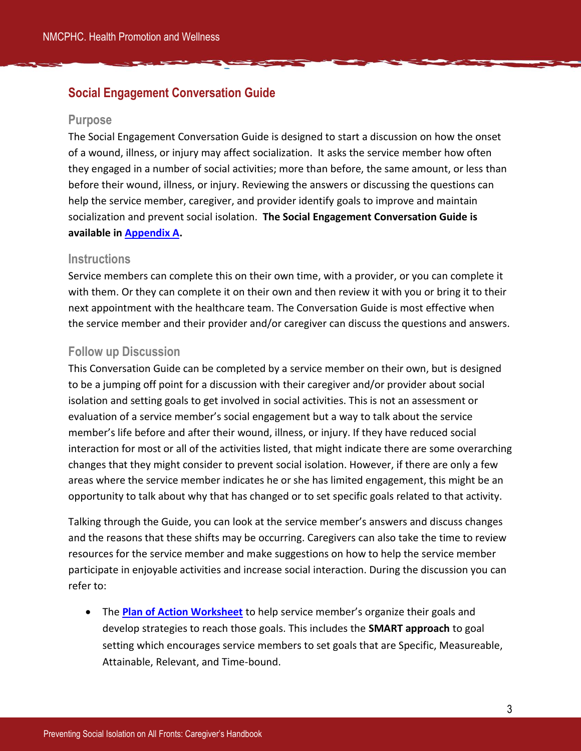## Social Engagement Conversation Guide

### Purpose

The Social Engagement Conversation Guide is designed to start a discussion on how the onset of a wound, illness, or injury may affect socialization. It asks the service member how often they engaged in a number of social activities; more than before, the same amount, or less than before their wound, illness, or injury. Reviewing the answers or discussing the questions can help the service member, caregiver, and provider identify goals to improve and maintain socialization and prevent social isolation. **The Social Engagement Conversation Guide is available in Appendix A.**

### Instructions

Service members can complete this on their own time, with a provider, or you can complete it with them. Or they can complete it on their own and then review it with you or bring it to their next appointment with the healthcare team. The Conversation Guide is most effective when the service member and their provider and/or caregiver can discuss the questions and answers.

### Follow up Discussion

This Conversation Guide can be completed by a service member on their own, but is designed to be a jumping off point for a discussion with their caregiver and/or provider about social isolation and setting goals to get involved in social activities. This is not an assessment or evaluation of a service member's social engagement but a way to talk about the service member's life before and after their wound, illness, or injury. If they have reduced social interaction for most or all of the activities listed, that might indicate there are some overarching changes that they might consider to prevent social isolation. However, if there are only a few areas where the service member indicates he or she has limited engagement, this might be an opportunity to talk about why that has changed or to set specific goals related to that activity.

Talking through the Guide, you can look at the service member's answers and discuss changes and the reasons that these shifts may be occurring. Caregivers can also take the time to review resources for the service member and make suggestions on how to help the service member participate in enjoyable activities and increase social interaction. During the discussion you can refer to:

- The **Plan of Action Worksheet** to help service member's organize their goals and develop strategies to reach those goals. This includes the **SMART approach** to goal setting which encourages service members to set goals that are Specific, Measureable, Attainable, Relevant, and Time-bound.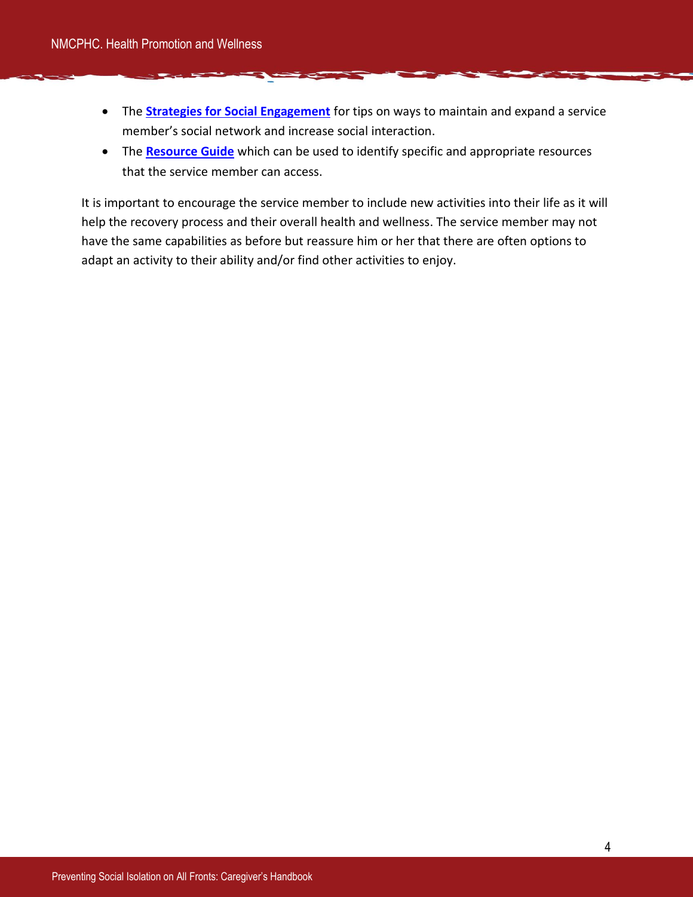- The **Strategies for Social Engagement** for tips on ways to maintain and expand a service member's social network and increase social interaction.
- The **Resource Guide** which can be used to identify specific and appropriate resources that the service member can access.

It is important to encourage the service member to include new activities into their life as it will help the recovery process and their overall health and wellness. The service member may not have the same capabilities as before but reassure him or her that there are often options to adapt an activity to their ability and/or find other activities to enjoy.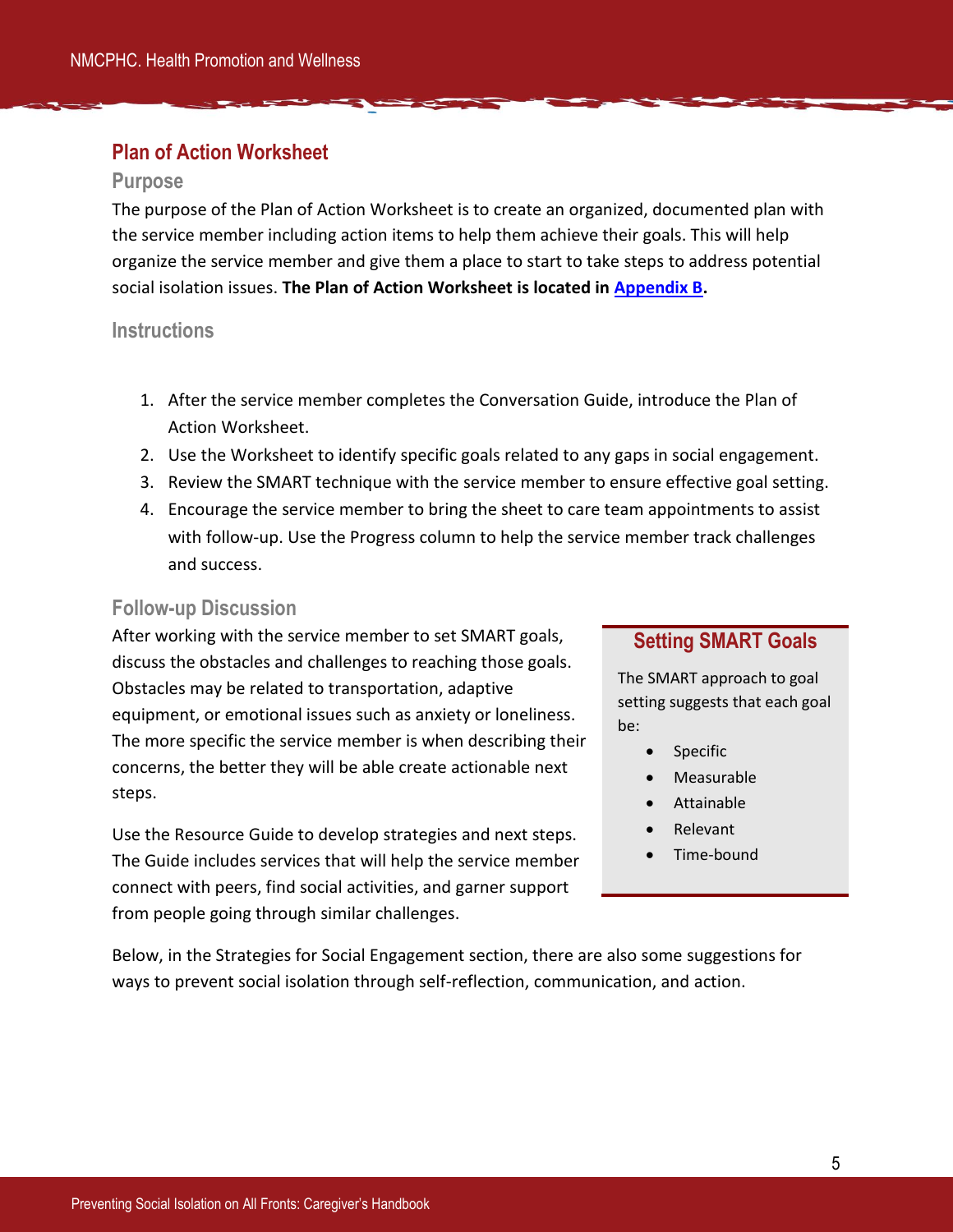## Plan of Action Worksheet

### Purpose

The purpose of the Plan of Action Worksheet is to create an organized, documented plan with the service member including action items to help them achieve their goals. This will help organize the service member and give them a place to start to take steps to address potential social isolation issues. **The Plan of Action Worksheet is located in Appendix B.**

### Instructions

1. After the service member completes the Conversation Guide, introduce the Plan of Action Worksheet.
2. Use the Worksheet to identify specific goals related to any gaps in social engagement.
3. Review the SMART technique with the service member to ensure effective goal setting.
4. Encourage the service member to bring the sheet to care team appointments to assist with follow-up. Use the Progress column to help the service member track challenges and success.

### Follow-up Discussion

After working with the service member to set SMART goals, discuss the obstacles and challenges to reaching those goals. Obstacles may be related to transportation, adaptive equipment, or emotional issues such as anxiety or loneliness. The more specific the service member is when describing their concerns, the better they will be able create actionable next steps.

Use the Resource Guide to develop strategies and next steps. The Guide includes services that will help the service member connect with peers, find social activities, and garner support from people going through similar challenges.

> **Setting SMART Goals**
>
> The SMART approach to goal setting suggests that each goal be:
>
> - Specific
> - Measurable
> - Attainable
> - Relevant
> - Time-bound

Below, in the Strategies for Social Engagement section, there are also some suggestions for ways to prevent social isolation through self-reflection, communication, and action.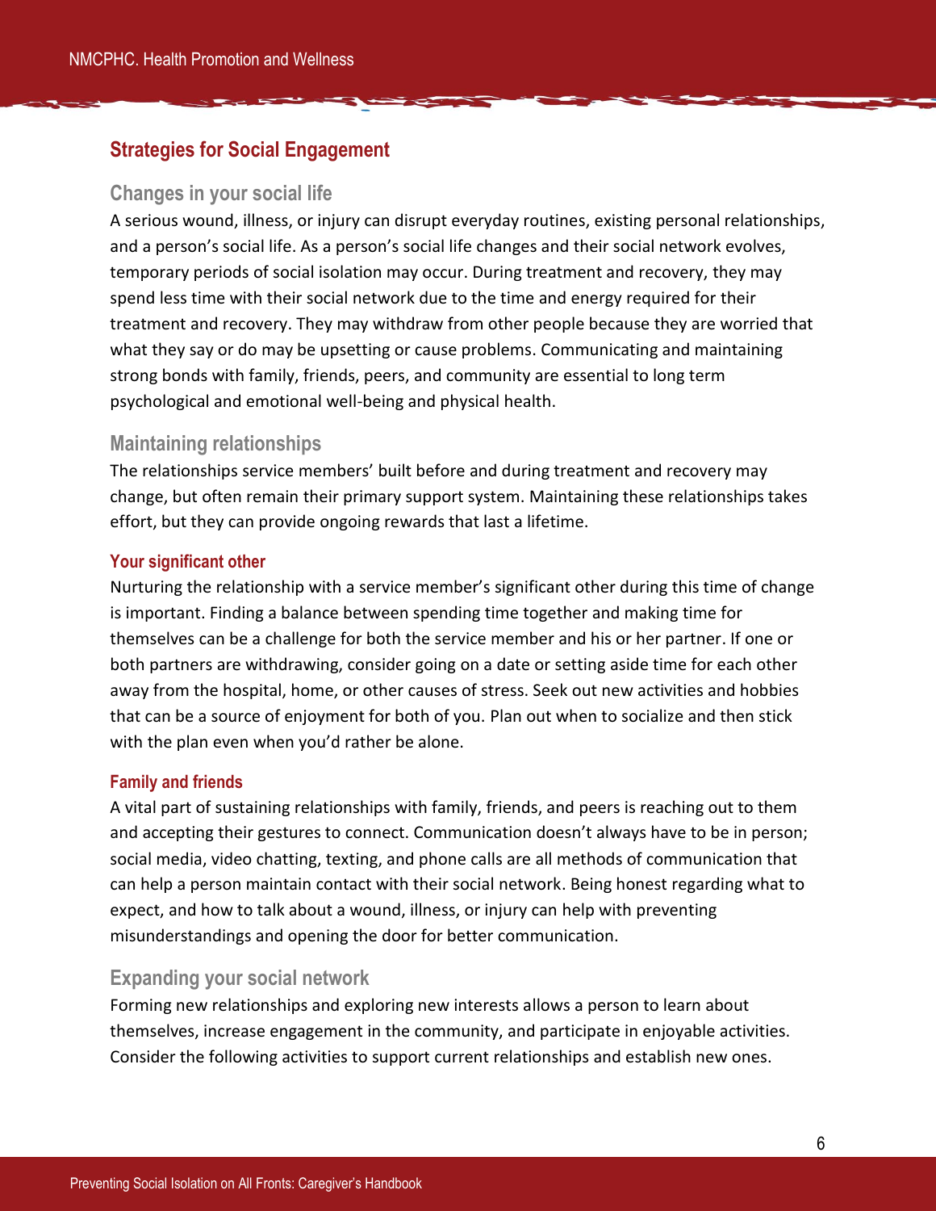## Strategies for Social Engagement

### Changes in your social life

A serious wound, illness, or injury can disrupt everyday routines, existing personal relationships, and a person's social life. As a person's social life changes and their social network evolves, temporary periods of social isolation may occur. During treatment and recovery, they may spend less time with their social network due to the time and energy required for their treatment and recovery. They may withdraw from other people because they are worried that what they say or do may be upsetting or cause problems. Communicating and maintaining strong bonds with family, friends, peers, and community are essential to long term psychological and emotional well-being and physical health.

### Maintaining relationships

The relationships service members' built before and during treatment and recovery may change, but often remain their primary support system. Maintaining these relationships takes effort, but they can provide ongoing rewards that last a lifetime.

#### Your significant other

Nurturing the relationship with a service member's significant other during this time of change is important. Finding a balance between spending time together and making time for themselves can be a challenge for both the service member and his or her partner. If one or both partners are withdrawing, consider going on a date or setting aside time for each other away from the hospital, home, or other causes of stress. Seek out new activities and hobbies that can be a source of enjoyment for both of you. Plan out when to socialize and then stick with the plan even when you'd rather be alone.

#### Family and friends

A vital part of sustaining relationships with family, friends, and peers is reaching out to them and accepting their gestures to connect. Communication doesn't always have to be in person; social media, video chatting, texting, and phone calls are all methods of communication that can help a person maintain contact with their social network. Being honest regarding what to expect, and how to talk about a wound, illness, or injury can help with preventing misunderstandings and opening the door for better communication.

### Expanding your social network

Forming new relationships and exploring new interests allows a person to learn about themselves, increase engagement in the community, and participate in enjoyable activities. Consider the following activities to support current relationships and establish new ones.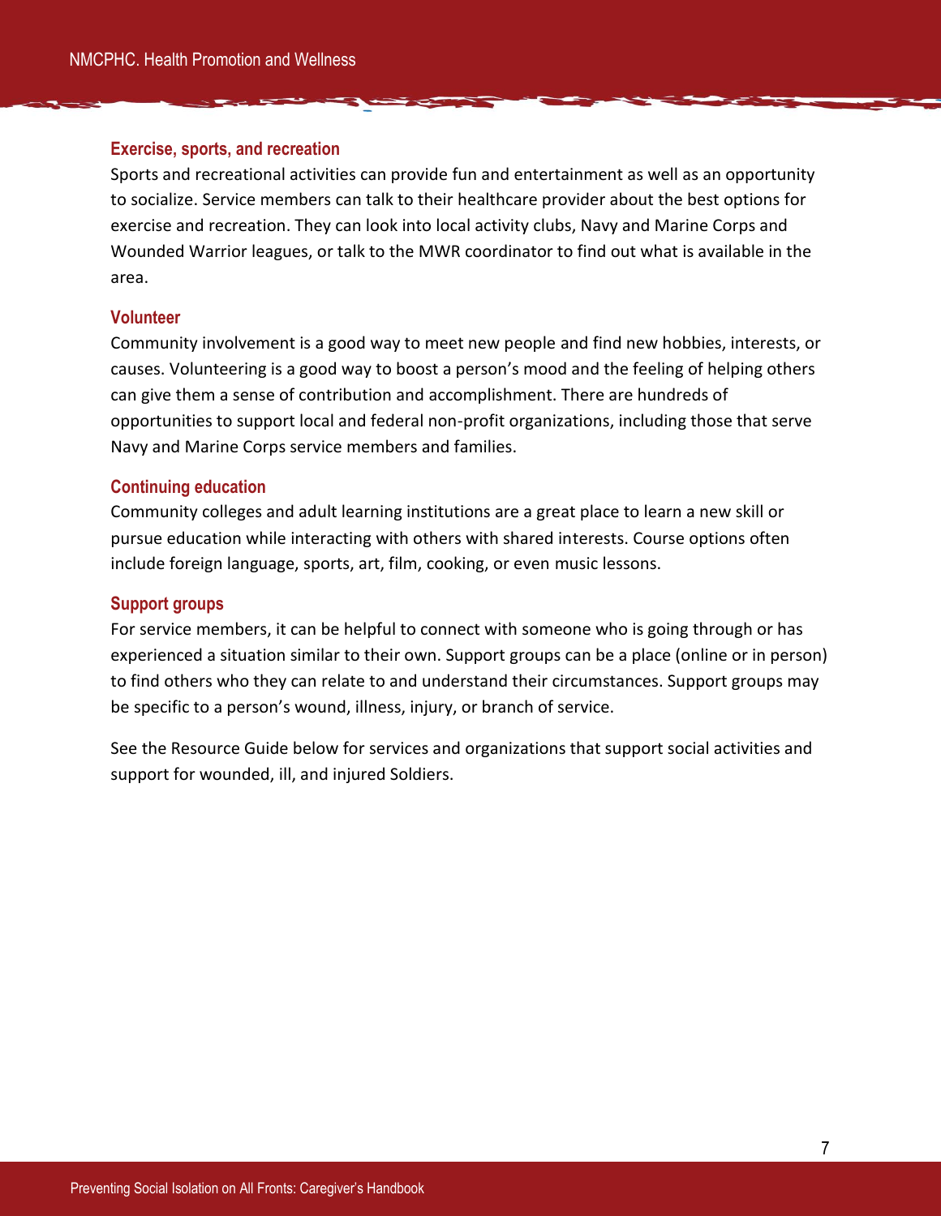### Exercise, sports, and recreation

Sports and recreational activities can provide fun and entertainment as well as an opportunity to socialize. Service members can talk to their healthcare provider about the best options for exercise and recreation. They can look into local activity clubs, Navy and Marine Corps and Wounded Warrior leagues, or talk to the MWR coordinator to find out what is available in the area.

### Volunteer

Community involvement is a good way to meet new people and find new hobbies, interests, or causes. Volunteering is a good way to boost a person's mood and the feeling of helping others can give them a sense of contribution and accomplishment. There are hundreds of opportunities to support local and federal non-profit organizations, including those that serve Navy and Marine Corps service members and families.

### Continuing education

Community colleges and adult learning institutions are a great place to learn a new skill or pursue education while interacting with others with shared interests. Course options often include foreign language, sports, art, film, cooking, or even music lessons.

### Support groups

For service members, it can be helpful to connect with someone who is going through or has experienced a situation similar to their own. Support groups can be a place (online or in person) to find others who they can relate to and understand their circumstances. Support groups may be specific to a person's wound, illness, injury, or branch of service.

See the Resource Guide below for services and organizations that support social activities and support for wounded, ill, and injured Soldiers.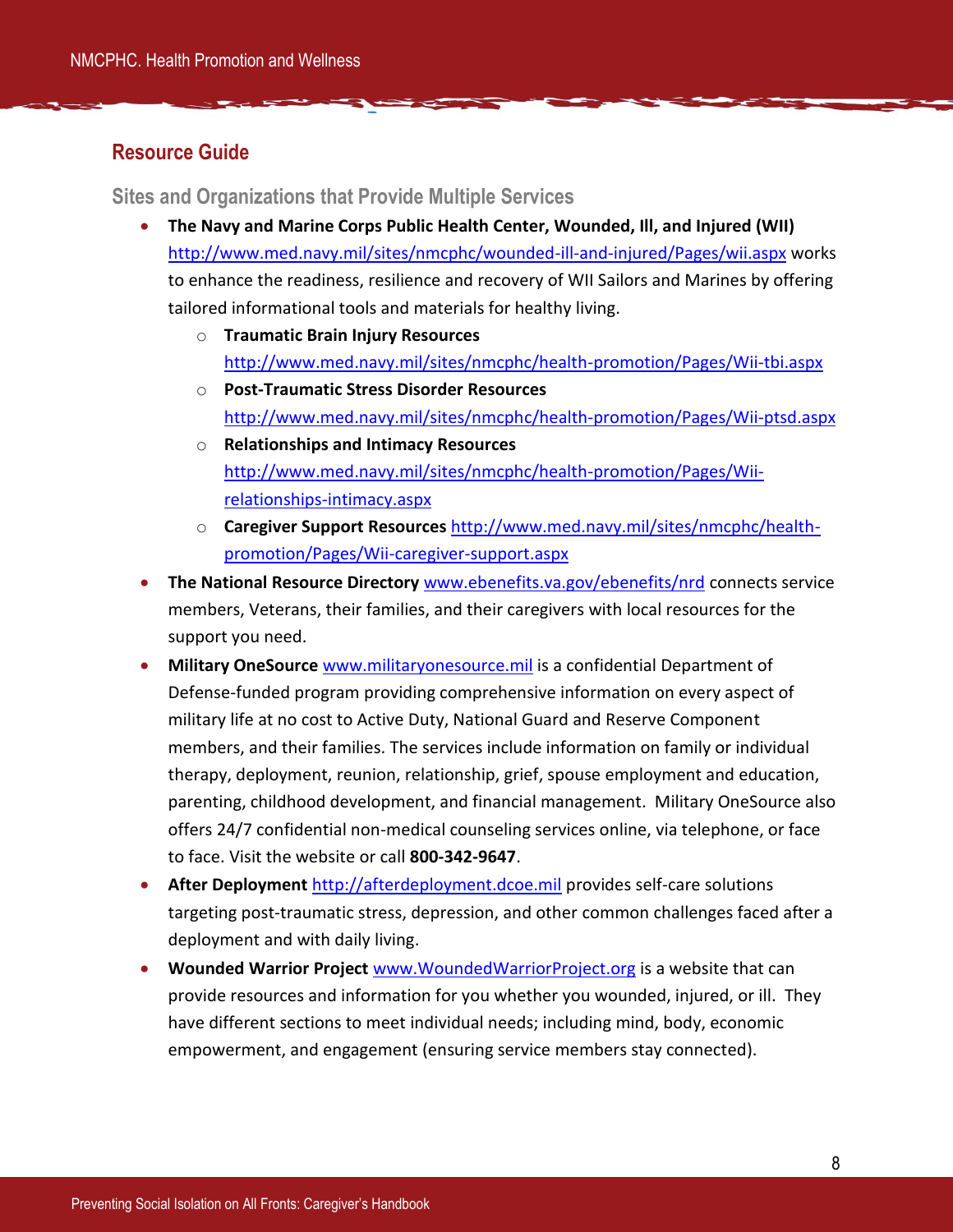## Resource Guide

### Sites and Organizations that Provide Multiple Services

- **The Navy and Marine Corps Public Health Center, Wounded, Ill, and Injured (WII)** http://www.med.navy.mil/sites/nmcphc/wounded-ill-and-injured/Pages/wii.aspx works to enhance the readiness, resilience and recovery of WII Sailors and Marines by offering tailored informational tools and materials for healthy living.
    - **Traumatic Brain Injury Resources** http://www.med.navy.mil/sites/nmcphc/health-promotion/Pages/Wii-tbi.aspx
    - **Post-Traumatic Stress Disorder Resources** http://www.med.navy.mil/sites/nmcphc/health-promotion/Pages/Wii-ptsd.aspx
    - **Relationships and Intimacy Resources** http://www.med.navy.mil/sites/nmcphc/health-promotion/Pages/Wii-relationships-intimacy.aspx
    - **Caregiver Support Resources** http://www.med.navy.mil/sites/nmcphc/health-promotion/Pages/Wii-caregiver-support.aspx
- **The National Resource Directory** www.ebenefits.va.gov/ebenefits/nrd connects service members, Veterans, their families, and their caregivers with local resources for the support you need.
- **Military OneSource** www.militaryonesource.mil is a confidential Department of Defense-funded program providing comprehensive information on every aspect of military life at no cost to Active Duty, National Guard and Reserve Component members, and their families. The services include information on family or individual therapy, deployment, reunion, relationship, grief, spouse employment and education, parenting, childhood development, and financial management. Military OneSource also offers 24/7 confidential non-medical counseling services online, via telephone, or face to face. Visit the website or call **800-342-9647**.
- **After Deployment** http://afterdeployment.dcoe.mil provides self-care solutions targeting post-traumatic stress, depression, and other common challenges faced after a deployment and with daily living.
- **Wounded Warrior Project** www.WoundedWarriorProject.org is a website that can provide resources and information for you whether you wounded, injured, or ill. They have different sections to meet individual needs; including mind, body, economic empowerment, and engagement (ensuring service members stay connected).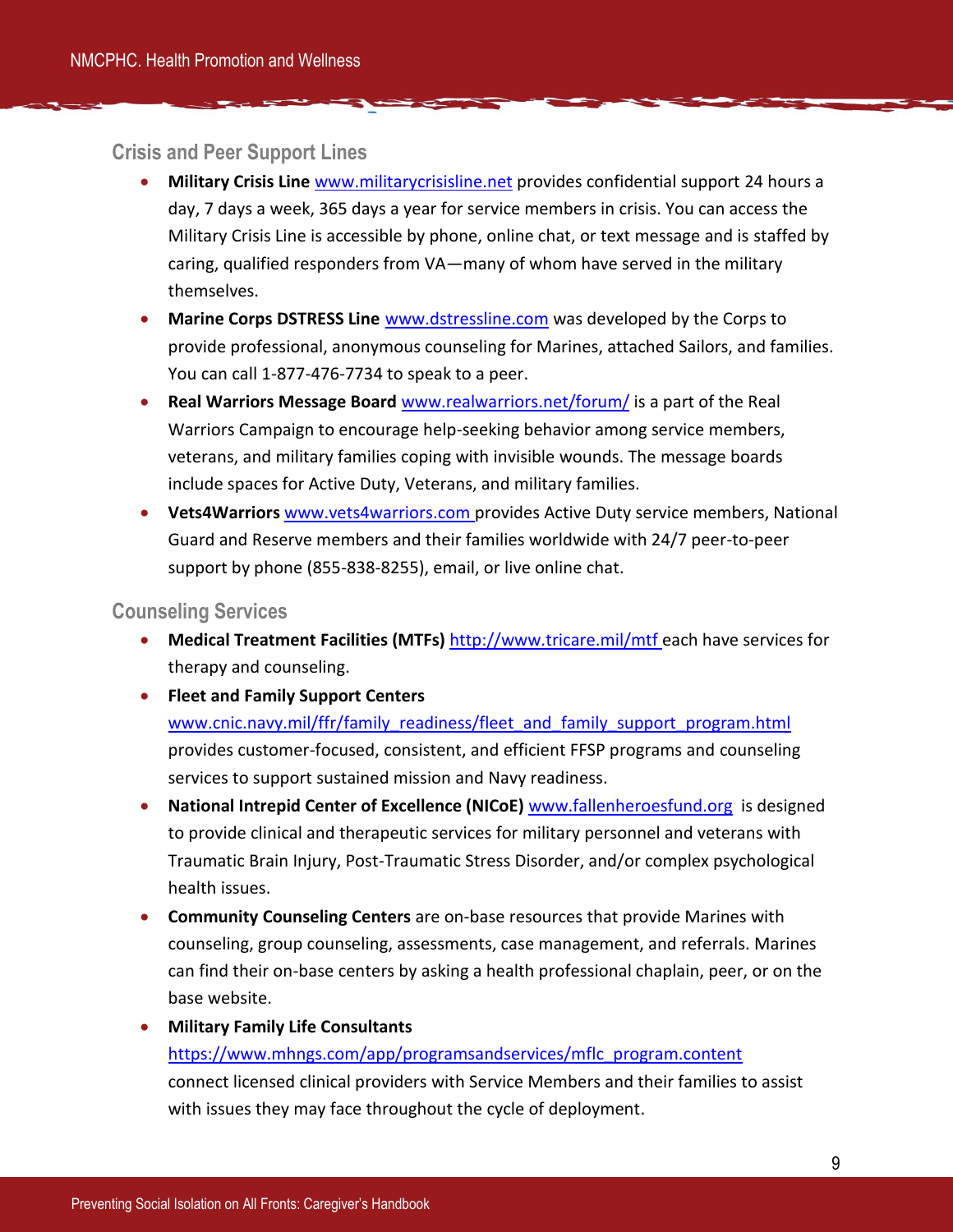## Crisis and Peer Support Lines

- **Military Crisis Line** www.militarycrisisline.net provides confidential support 24 hours a day, 7 days a week, 365 days a year for service members in crisis. You can access the Military Crisis Line is accessible by phone, online chat, or text message and is staffed by caring, qualified responders from VA—many of whom have served in the military themselves.
- **Marine Corps DSTRESS Line** www.dstressline.com was developed by the Corps to provide professional, anonymous counseling for Marines, attached Sailors, and families. You can call 1-877-476-7734 to speak to a peer.
- **Real Warriors Message Board** www.realwarriors.net/forum/ is a part of the Real Warriors Campaign to encourage help-seeking behavior among service members, veterans, and military families coping with invisible wounds. The message boards include spaces for Active Duty, Veterans, and military families.
- **Vets4Warriors** www.vets4warriors.com provides Active Duty service members, National Guard and Reserve members and their families worldwide with 24/7 peer-to-peer support by phone (855-838-8255), email, or live online chat.

## Counseling Services

- **Medical Treatment Facilities (MTFs)** http://www.tricare.mil/mtf each have services for therapy and counseling.
- **Fleet and Family Support Centers** www.cnic.navy.mil/ffr/family_readiness/fleet_and_family_support_program.html provides customer-focused, consistent, and efficient FFSP programs and counseling services to support sustained mission and Navy readiness.
- **National Intrepid Center of Excellence (NICoE)** www.fallenheroesfund.org is designed to provide clinical and therapeutic services for military personnel and veterans with Traumatic Brain Injury, Post-Traumatic Stress Disorder, and/or complex psychological health issues.
- **Community Counseling Centers** are on-base resources that provide Marines with counseling, group counseling, assessments, case management, and referrals. Marines can find their on-base centers by asking a health professional chaplain, peer, or on the base website.
- **Military Family Life Consultants** https://www.mhngs.com/app/programsandservices/mflc_program.content connect licensed clinical providers with Service Members and their families to assist with issues they may face throughout the cycle of deployment.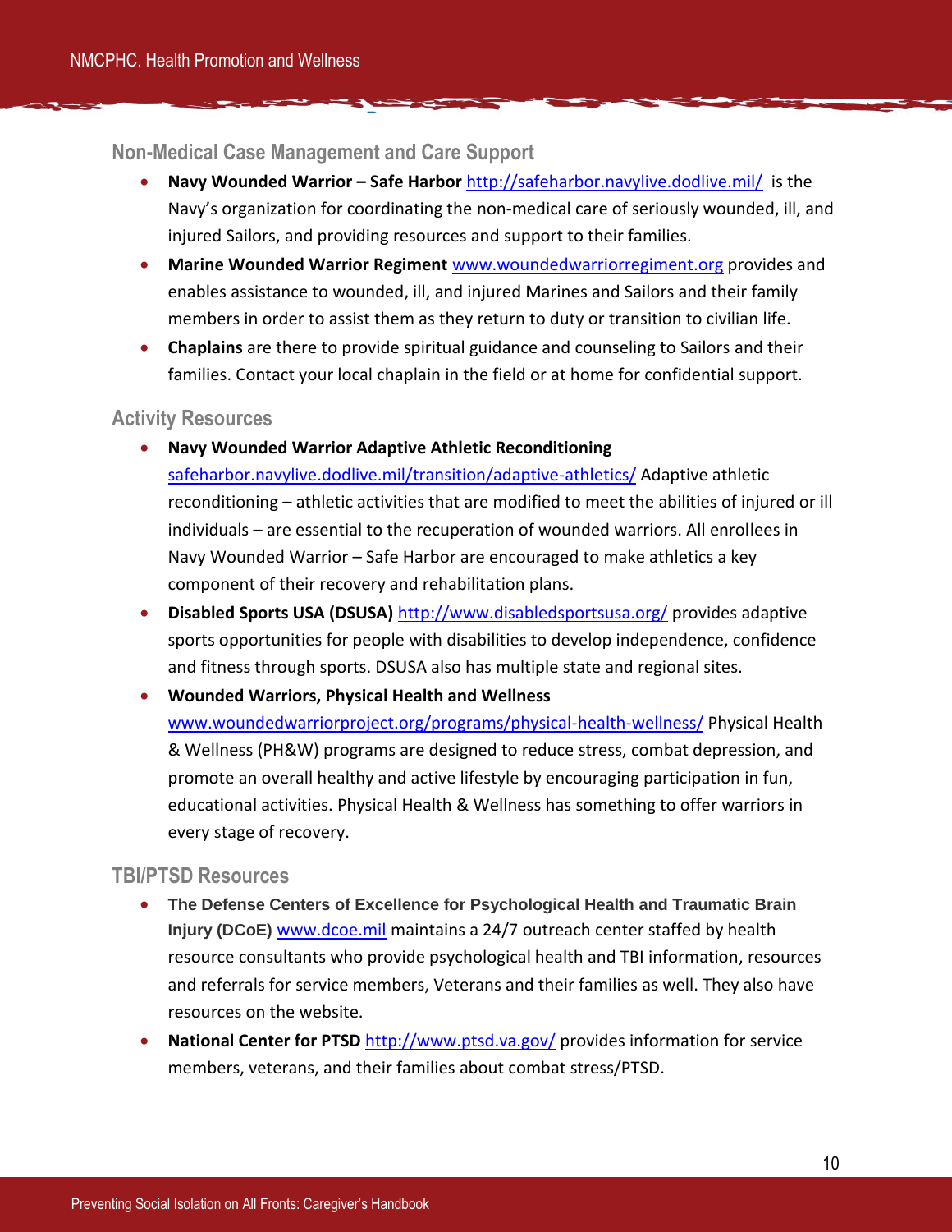## Non-Medical Case Management and Care Support

- **Navy Wounded Warrior – Safe Harbor** http://safeharbor.navylive.dodlive.mil/ is the Navy's organization for coordinating the non-medical care of seriously wounded, ill, and injured Sailors, and providing resources and support to their families.
- **Marine Wounded Warrior Regiment** www.woundedwarriorregiment.org provides and enables assistance to wounded, ill, and injured Marines and Sailors and their family members in order to assist them as they return to duty or transition to civilian life.
- **Chaplains** are there to provide spiritual guidance and counseling to Sailors and their families. Contact your local chaplain in the field or at home for confidential support.

## Activity Resources

- **Navy Wounded Warrior Adaptive Athletic Reconditioning** safeharbor.navylive.dodlive.mil/transition/adaptive-athletics/ Adaptive athletic reconditioning – athletic activities that are modified to meet the abilities of injured or ill individuals – are essential to the recuperation of wounded warriors. All enrollees in Navy Wounded Warrior – Safe Harbor are encouraged to make athletics a key component of their recovery and rehabilitation plans.
- **Disabled Sports USA (DSUSA)** http://www.disabledsportsusa.org/ provides adaptive sports opportunities for people with disabilities to develop independence, confidence and fitness through sports. DSUSA also has multiple state and regional sites.
- **Wounded Warriors, Physical Health and Wellness** www.woundedwarriorproject.org/programs/physical-health-wellness/ Physical Health & Wellness (PH&W) programs are designed to reduce stress, combat depression, and promote an overall healthy and active lifestyle by encouraging participation in fun, educational activities. Physical Health & Wellness has something to offer warriors in every stage of recovery.

## TBI/PTSD Resources

- **The Defense Centers of Excellence for Psychological Health and Traumatic Brain Injury (DCoE)** www.dcoe.mil maintains a 24/7 outreach center staffed by health resource consultants who provide psychological health and TBI information, resources and referrals for service members, Veterans and their families as well. They also have resources on the website.
- **National Center for PTSD** http://www.ptsd.va.gov/ provides information for service members, veterans, and their families about combat stress/PTSD.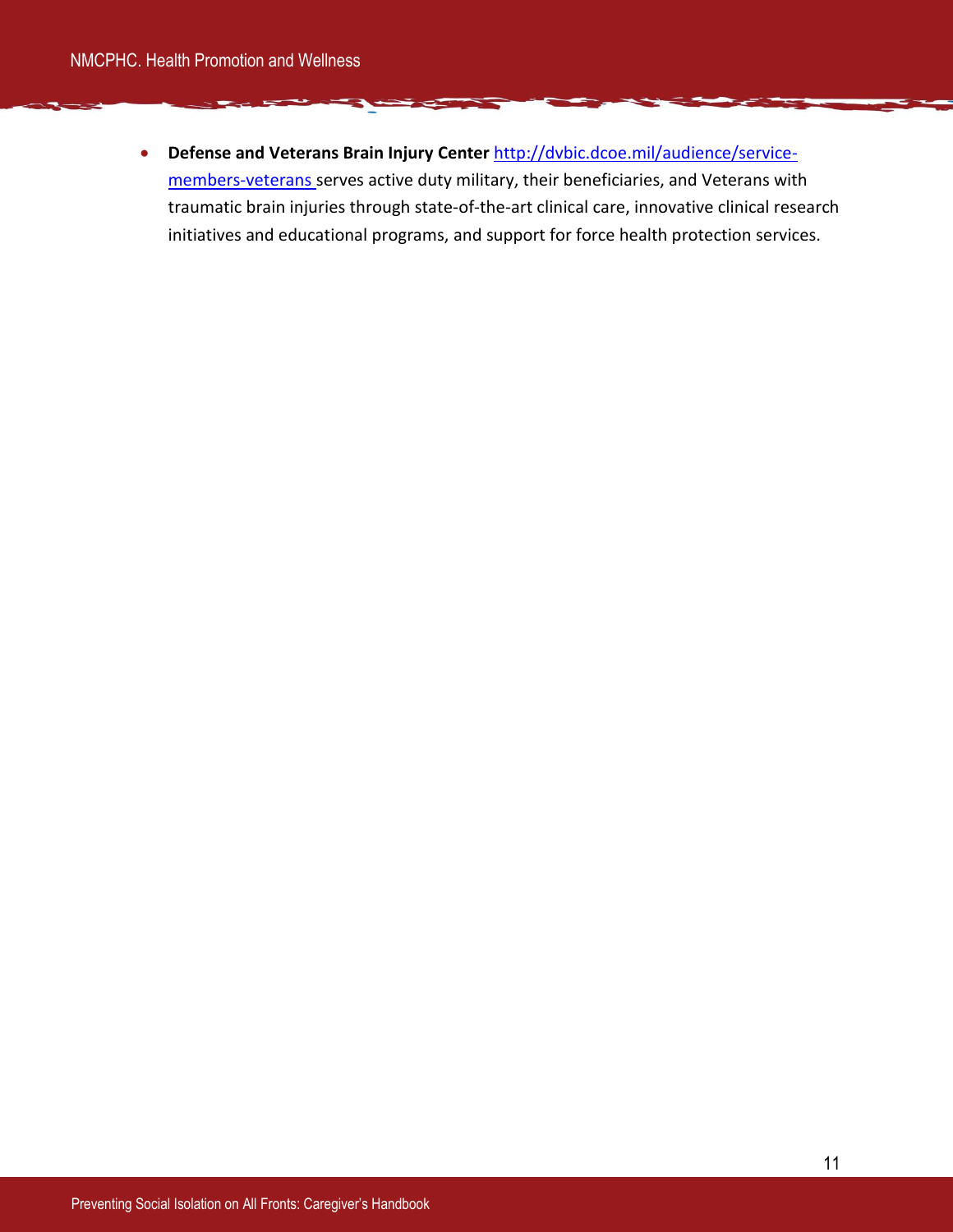- **Defense and Veterans Brain Injury Center** [http://dvbic.dcoe.mil/audience/service-members-veterans](http://dvbic.dcoe.mil/audience/service-members-veterans) serves active duty military, their beneficiaries, and Veterans with traumatic brain injuries through state-of-the-art clinical care, innovative clinical research initiatives and educational programs, and support for force health protection services.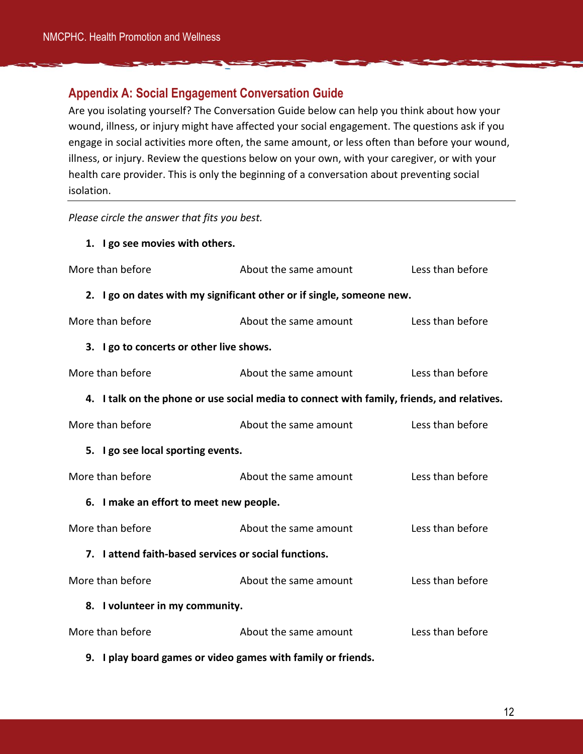## Appendix A: Social Engagement Conversation Guide

Are you isolating yourself? The Conversation Guide below can help you think about how your wound, illness, or injury might have affected your social engagement. The questions ask if you engage in social activities more often, the same amount, or less often than before your wound, illness, or injury. Review the questions below on your own, with your caregiver, or with your health care provider. This is only the beginning of a conversation about preventing social isolation.

---

*Please circle the answer that fits you best.*

1. **I go see movies with others.**

More than before  About the same amount  Less than before

2. **I go on dates with my significant other or if single, someone new.**

More than before  About the same amount  Less than before

3. **I go to concerts or other live shows.**

More than before  About the same amount  Less than before

4. **I talk on the phone or use social media to connect with family, friends, and relatives.**

More than before  About the same amount  Less than before

5. **I go see local sporting events.**

More than before  About the same amount  Less than before

6. **I make an effort to meet new people.**

More than before  About the same amount  Less than before

7. **I attend faith-based services or social functions.**

More than before  About the same amount  Less than before

8. **I volunteer in my community.**

More than before  About the same amount  Less than before

9. **I play board games or video games with family or friends.**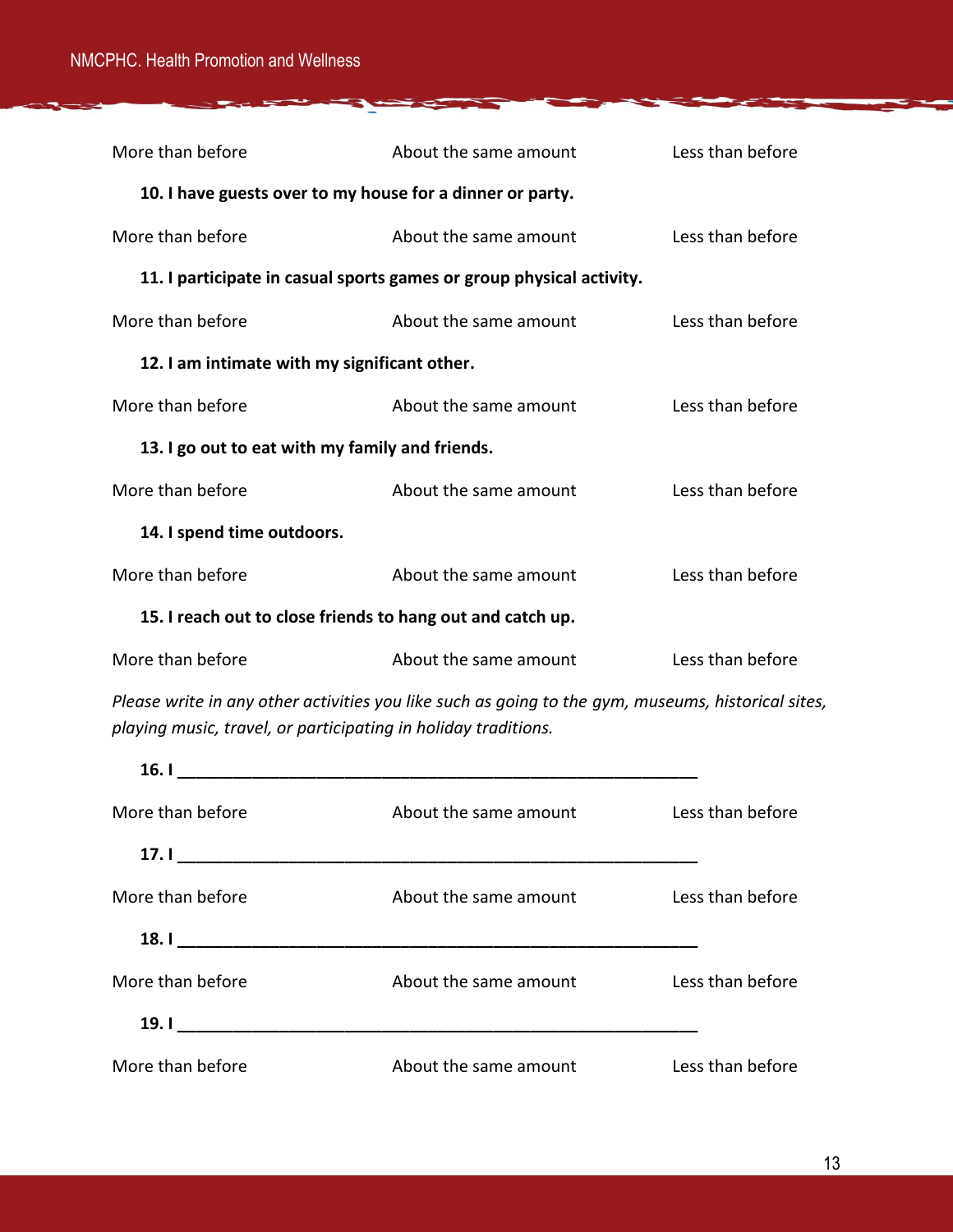More than before About the same amount Less than before

**10. I have guests over to my house for a dinner or party.**

More than before About the same amount Less than before

**11. I participate in casual sports games or group physical activity.**

More than before About the same amount Less than before

**12. I am intimate with my significant other.**

More than before About the same amount Less than before

**13. I go out to eat with my family and friends.**

More than before About the same amount Less than before

**14. I spend time outdoors.**

More than before About the same amount Less than before

**15. I reach out to close friends to hang out and catch up.**

More than before About the same amount Less than before

*Please write in any other activities you like such as going to the gym, museums, historical sites, playing music, travel, or participating in holiday traditions.*

**16. I ____________________________________________________________**

More than before About the same amount Less than before

**17. I ____________________________________________________________**

More than before About the same amount Less than before

**18. I ____________________________________________________________**

More than before About the same amount Less than before

**19. I ____________________________________________________________**

More than before About the same amount Less than before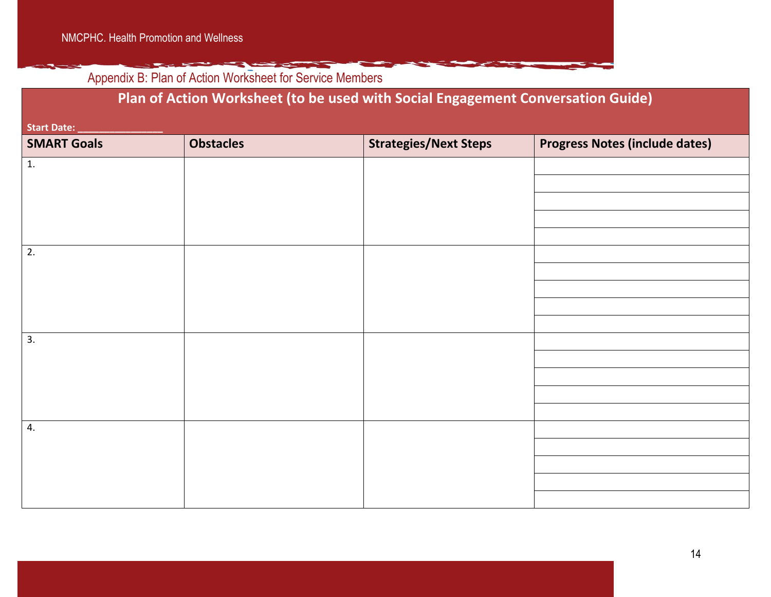## Appendix B: Plan of Action Worksheet for Service Members

**Plan of Action Worksheet (to be used with Social Engagement Conversation Guide)**

**Start Date: _______________**

| SMART Goals | Obstacles | Strategies/Next Steps | Progress Notes (include dates) |
|---|---|---|---|
| 1. | | | |
| 2. | | | |
| 3. | | | |
| 4. | | | |